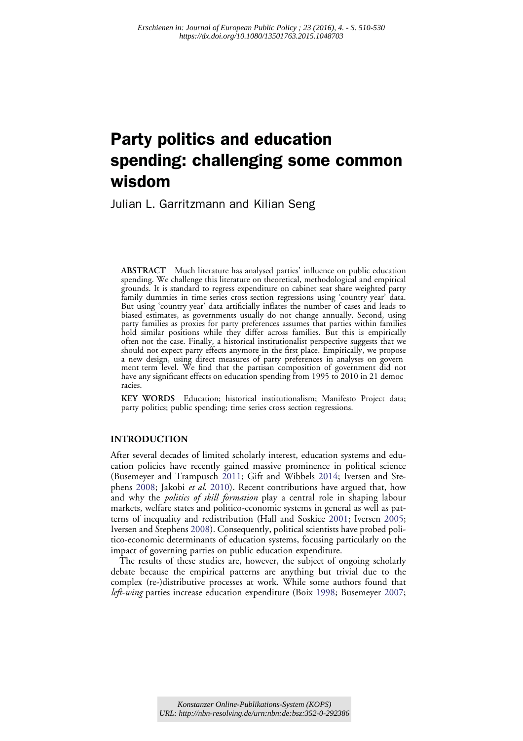*Erschienen in: Journal of European Public Policy ; 23 (2016), 4. - S. 510-530*
*https://dx.doi.org/10.1080/13501763.2015.1048703*

# Party politics and education spending: challenging some common wisdom

Julian L. Garritzmann and Kilian Seng

**ABSTRACT** Much literature has analysed parties' influence on public education spending. We challenge this literature on theoretical, methodological and empirical grounds. It is standard to regress expenditure on cabinet seat share weighted party family dummies in time series cross section regressions using 'country year' data. But using 'country year' data artificially inflates the number of cases and leads to biased estimates, as governments usually do not change annually. Second, using party families as proxies for party preferences assumes that parties within families hold similar positions while they differ across families. But this is empirically often not the case. Finally, a historical institutionalist perspective suggests that we should not expect party effects anymore in the first place. Empirically, we propose a new design, using direct measures of party preferences in analyses on government term level. We find that the partisan composition of government did not have any significant effects on education spending from 1995 to 2010 in 21 democracies.

**KEY WORDS** Education; historical institutionalism; Manifesto Project data; party politics; public spending; time series cross section regressions.

## INTRODUCTION

After several decades of limited scholarly interest, education systems and education policies have recently gained massive prominence in political science (Busemeyer and Trampusch 2011; Gift and Wibbels 2014; Iversen and Stephens 2008; Jakobi *et al.* 2010). Recent contributions have argued that, how and why the *politics of skill formation* play a central role in shaping labour markets, welfare states and politico-economic systems in general as well as patterns of inequality and redistribution (Hall and Soskice 2001; Iversen 2005; Iversen and Stephens 2008). Consequently, political scientists have probed politico-economic determinants of education systems, focusing particularly on the impact of governing parties on public education expenditure.

The results of these studies are, however, the subject of ongoing scholarly debate because the empirical patterns are anything but trivial due to the complex (re-)distributive processes at work. While some authors found that *left-wing* parties increase education expenditure (Boix 1998; Busemeyer 2007;

*Konstanzer Online-Publikations-System (KOPS)*
*URL: http://nbn-resolving.de/urn:nbn:de:bsz:352-0-292386*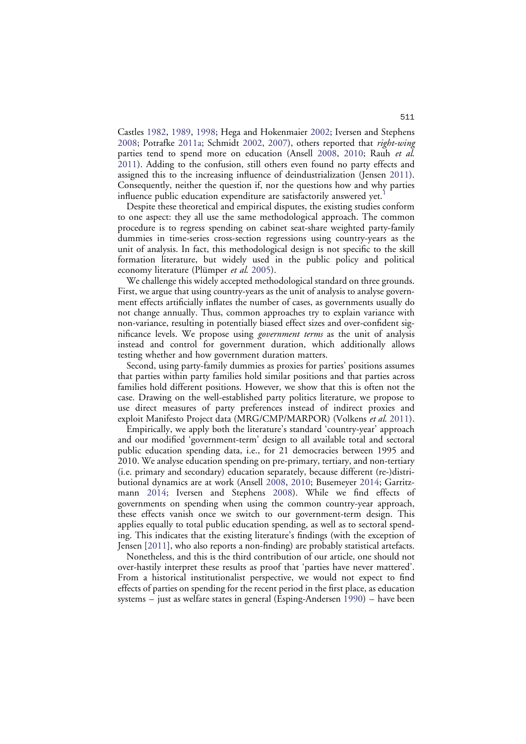Castles 1982, 1989, 1998; Hega and Hokenmaier 2002; Iversen and Stephens 2008; Potrafke 2011a; Schmidt 2002, 2007), others reported that *right-wing* parties tend to spend more on education (Ansell 2008, 2010; Rauh *et al.* 2011). Adding to the confusion, still others even found no party effects and assigned this to the increasing influence of deindustrialization (Jensen 2011). Consequently, neither the question if, nor the questions how and why parties influence public education expenditure are satisfactorily answered yet.[1]

Despite these theoretical and empirical disputes, the existing studies conform to one aspect: they all use the same methodological approach. The common procedure is to regress spending on cabinet seat-share weighted party-family dummies in time-series cross-section regressions using country-years as the unit of analysis. In fact, this methodological design is not specific to the skill formation literature, but widely used in the public policy and political economy literature (Plümper *et al.* 2005).

We challenge this widely accepted methodological standard on three grounds. First, we argue that using country-years as the unit of analysis to analyse government effects artificially inflates the number of cases, as governments usually do not change annually. Thus, common approaches try to explain variance with non-variance, resulting in potentially biased effect sizes and over-confident significance levels. We propose using *government terms* as the unit of analysis instead and control for government duration, which additionally allows testing whether and how government duration matters.

Second, using party-family dummies as proxies for parties' positions assumes that parties within party families hold similar positions and that parties across families hold different positions. However, we show that this is often not the case. Drawing on the well-established party politics literature, we propose to use direct measures of party preferences instead of indirect proxies and exploit Manifesto Project data (MRG/CMP/MARPOR) (Volkens *et al.* 2011).

Empirically, we apply both the literature's standard 'country-year' approach and our modified 'government-term' design to all available total and sectoral public education spending data, i.e., for 21 democracies between 1995 and 2010. We analyse education spending on pre-primary, tertiary, and non-tertiary (i.e. primary and secondary) education separately, because different (re-)distributional dynamics are at work (Ansell 2008, 2010; Busemeyer 2014; Garritzmann 2014; Iversen and Stephens 2008). While we find effects of governments on spending when using the common country-year approach, these effects vanish once we switch to our government-term design. This applies equally to total public education spending, as well as to sectoral spending. This indicates that the existing literature's findings (with the exception of Jensen [2011], who also reports a non-finding) are probably statistical artefacts.

Nonetheless, and this is the third contribution of our article, one should not over-hastily interpret these results as proof that 'parties have never mattered'. From a historical institutionalist perspective, we would not expect to find effects of parties on spending for the recent period in the first place, as education systems – just as welfare states in general (Esping-Andersen 1990) – have been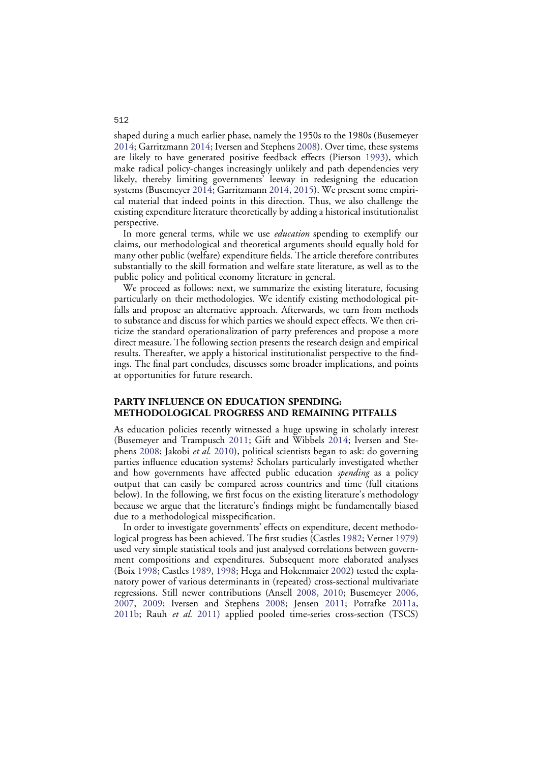shaped during a much earlier phase, namely the 1950s to the 1980s (Busemeyer 2014; Garritzmann 2014; Iversen and Stephens 2008). Over time, these systems are likely to have generated positive feedback effects (Pierson 1993), which make radical policy-changes increasingly unlikely and path dependencies very likely, thereby limiting governments' leeway in redesigning the education systems (Busemeyer 2014; Garritzmann 2014, 2015). We present some empirical material that indeed points in this direction. Thus, we also challenge the existing expenditure literature theoretically by adding a historical institutionalist perspective.

In more general terms, while we use *education* spending to exemplify our claims, our methodological and theoretical arguments should equally hold for many other public (welfare) expenditure fields. The article therefore contributes substantially to the skill formation and welfare state literature, as well as to the public policy and political economy literature in general.

We proceed as follows: next, we summarize the existing literature, focusing particularly on their methodologies. We identify existing methodological pitfalls and propose an alternative approach. Afterwards, we turn from methods to substance and discuss for which parties we should expect effects. We then criticize the standard operationalization of party preferences and propose a more direct measure. The following section presents the research design and empirical results. Thereafter, we apply a historical institutionalist perspective to the findings. The final part concludes, discusses some broader implications, and points at opportunities for future research.

## PARTY INFLUENCE ON EDUCATION SPENDING: METHODOLOGICAL PROGRESS AND REMAINING PITFALLS

As education policies recently witnessed a huge upswing in scholarly interest (Busemeyer and Trampusch 2011; Gift and Wibbels 2014; Iversen and Stephens 2008; Jakobi *et al.* 2010), political scientists began to ask: do governing parties influence education systems? Scholars particularly investigated whether and how governments have affected public education *spending* as a policy output that can easily be compared across countries and time (full citations below). In the following, we first focus on the existing literature's methodology because we argue that the literature's findings might be fundamentally biased due to a methodological misspecification.

In order to investigate governments' effects on expenditure, decent methodological progress has been achieved. The first studies (Castles 1982; Verner 1979) used very simple statistical tools and just analysed correlations between government compositions and expenditures. Subsequent more elaborated analyses (Boix 1998; Castles 1989, 1998; Hega and Hokenmaier 2002) tested the explanatory power of various determinants in (repeated) cross-sectional multivariate regressions. Still newer contributions (Ansell 2008, 2010; Busemeyer 2006, 2007, 2009; Iversen and Stephens 2008; Jensen 2011; Potrafke 2011a, 2011b; Rauh *et al.* 2011) applied pooled time-series cross-section (TSCS)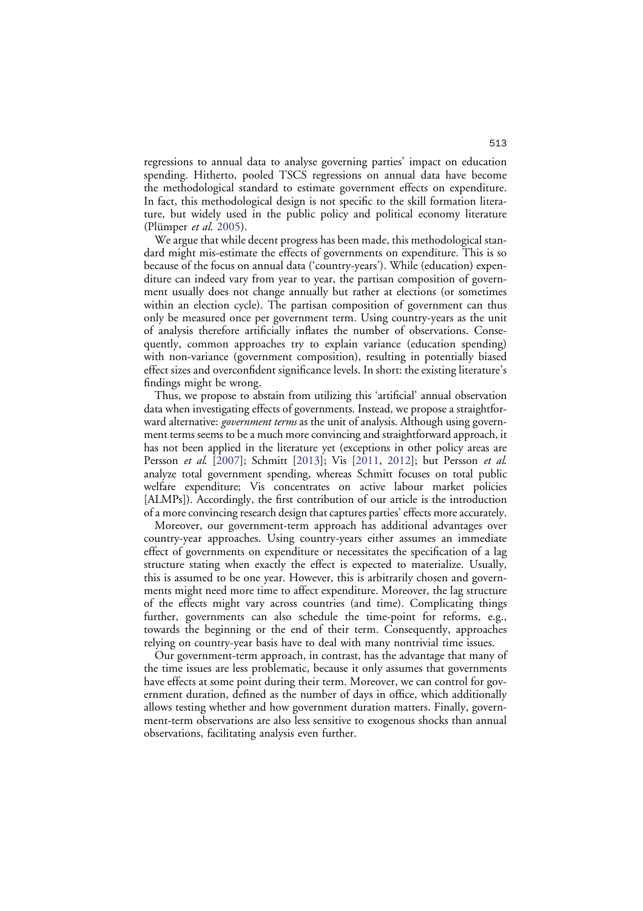regressions to annual data to analyse governing parties' impact on education spending. Hitherto, pooled TSCS regressions on annual data have become the methodological standard to estimate government effects on expenditure. In fact, this methodological design is not specific to the skill formation literature, but widely used in the public policy and political economy literature (Plümper *et al.* 2005).

We argue that while decent progress has been made, this methodological standard might mis-estimate the effects of governments on expenditure. This is so because of the focus on annual data ('country-years'). While (education) expenditure can indeed vary from year to year, the partisan composition of government usually does not change annually but rather at elections (or sometimes within an election cycle). The partisan composition of government can thus only be measured once per government term. Using country-years as the unit of analysis therefore artificially inflates the number of observations. Consequently, common approaches try to explain variance (education spending) with non-variance (government composition), resulting in potentially biased effect sizes and overconfident significance levels. In short: the existing literature's findings might be wrong.

Thus, we propose to abstain from utilizing this 'artificial' annual observation data when investigating effects of governments. Instead, we propose a straightforward alternative: *government terms* as the unit of analysis. Although using government terms seems to be a much more convincing and straightforward approach, it has not been applied in the literature yet (exceptions in other policy areas are Persson *et al.* [2007]; Schmitt [2013]; Vis [2011, 2012]; but Persson *et al.* analyze total government spending, whereas Schmitt focuses on total public welfare expenditure; Vis concentrates on active labour market policies [ALMPs]). Accordingly, the first contribution of our article is the introduction of a more convincing research design that captures parties' effects more accurately.

Moreover, our government-term approach has additional advantages over country-year approaches. Using country-years either assumes an immediate effect of governments on expenditure or necessitates the specification of a lag structure stating when exactly the effect is expected to materialize. Usually, this is assumed to be one year. However, this is arbitrarily chosen and governments might need more time to affect expenditure. Moreover, the lag structure of the effects might vary across countries (and time). Complicating things further, governments can also schedule the time-point for reforms, e.g., towards the beginning or the end of their term. Consequently, approaches relying on country-year basis have to deal with many nontrivial time issues.

Our government-term approach, in contrast, has the advantage that many of the time issues are less problematic, because it only assumes that governments have effects at some point during their term. Moreover, we can control for government duration, defined as the number of days in office, which additionally allows testing whether and how government duration matters. Finally, government-term observations are also less sensitive to exogenous shocks than annual observations, facilitating analysis even further.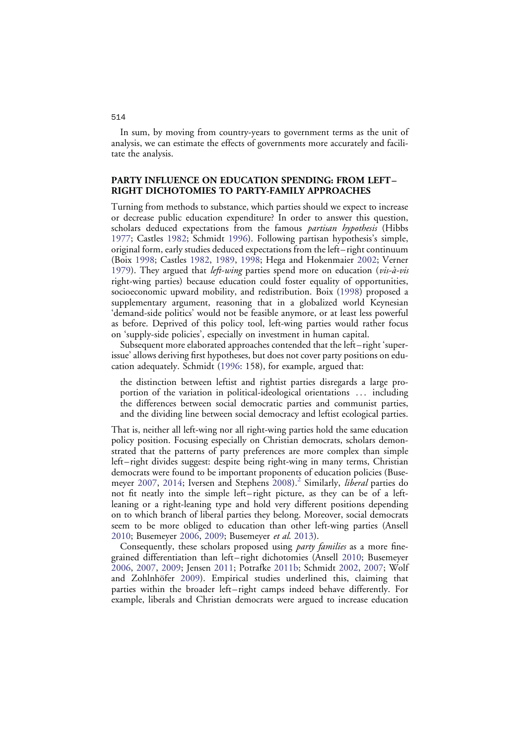In sum, by moving from country-years to government terms as the unit of analysis, we can estimate the effects of governments more accurately and facilitate the analysis.

## PARTY INFLUENCE ON EDUCATION SPENDING: FROM LEFT–RIGHT DICHOTOMIES TO PARTY-FAMILY APPROACHES

Turning from methods to substance, which parties should we expect to increase or decrease public education expenditure? In order to answer this question, scholars deduced expectations from the famous *partisan hypothesis* (Hibbs 1977; Castles 1982; Schmidt 1996). Following partisan hypothesis's simple, original form, early studies deduced expectations from the left–right continuum (Boix 1998; Castles 1982, 1989, 1998; Hega and Hokenmaier 2002; Verner 1979). They argued that *left-wing* parties spend more on education (*vis-à-vis* right-wing parties) because education could foster equality of opportunities, socioeconomic upward mobility, and redistribution. Boix (1998) proposed a supplementary argument, reasoning that in a globalized world Keynesian 'demand-side politics' would not be feasible anymore, or at least less powerful as before. Deprived of this policy tool, left-wing parties would rather focus on 'supply-side policies', especially on investment in human capital.

Subsequent more elaborated approaches contended that the left–right 'super-issue' allows deriving first hypotheses, but does not cover party positions on education adequately. Schmidt (1996: 158), for example, argued that:

> the distinction between leftist and rightist parties disregards a large proportion of the variation in political-ideological orientations … including the differences between social democratic parties and communist parties, and the dividing line between social democracy and leftist ecological parties.

That is, neither all left-wing nor all right-wing parties hold the same education policy position. Focusing especially on Christian democrats, scholars demonstrated that the patterns of party preferences are more complex than simple left–right divides suggest: despite being right-wing in many terms, Christian democrats were found to be important proponents of education policies (Busemeyer 2007, 2014; Iversen and Stephens 2008).[2] Similarly, *liberal* parties do not fit neatly into the simple left–right picture, as they can be of a left-leaning or a right-leaning type and hold very different positions depending on to which branch of liberal parties they belong. Moreover, social democrats seem to be more obliged to education than other left-wing parties (Ansell 2010; Busemeyer 2006, 2009; Busemeyer *et al.* 2013).

Consequently, these scholars proposed using *party families* as a more fine-grained differentiation than left–right dichotomies (Ansell 2010; Busemeyer 2006, 2007, 2009; Jensen 2011; Potrafke 2011b; Schmidt 2002, 2007; Wolf and Zohlnhöfer 2009). Empirical studies underlined this, claiming that parties within the broader left–right camps indeed behave differently. For example, liberals and Christian democrats were argued to increase education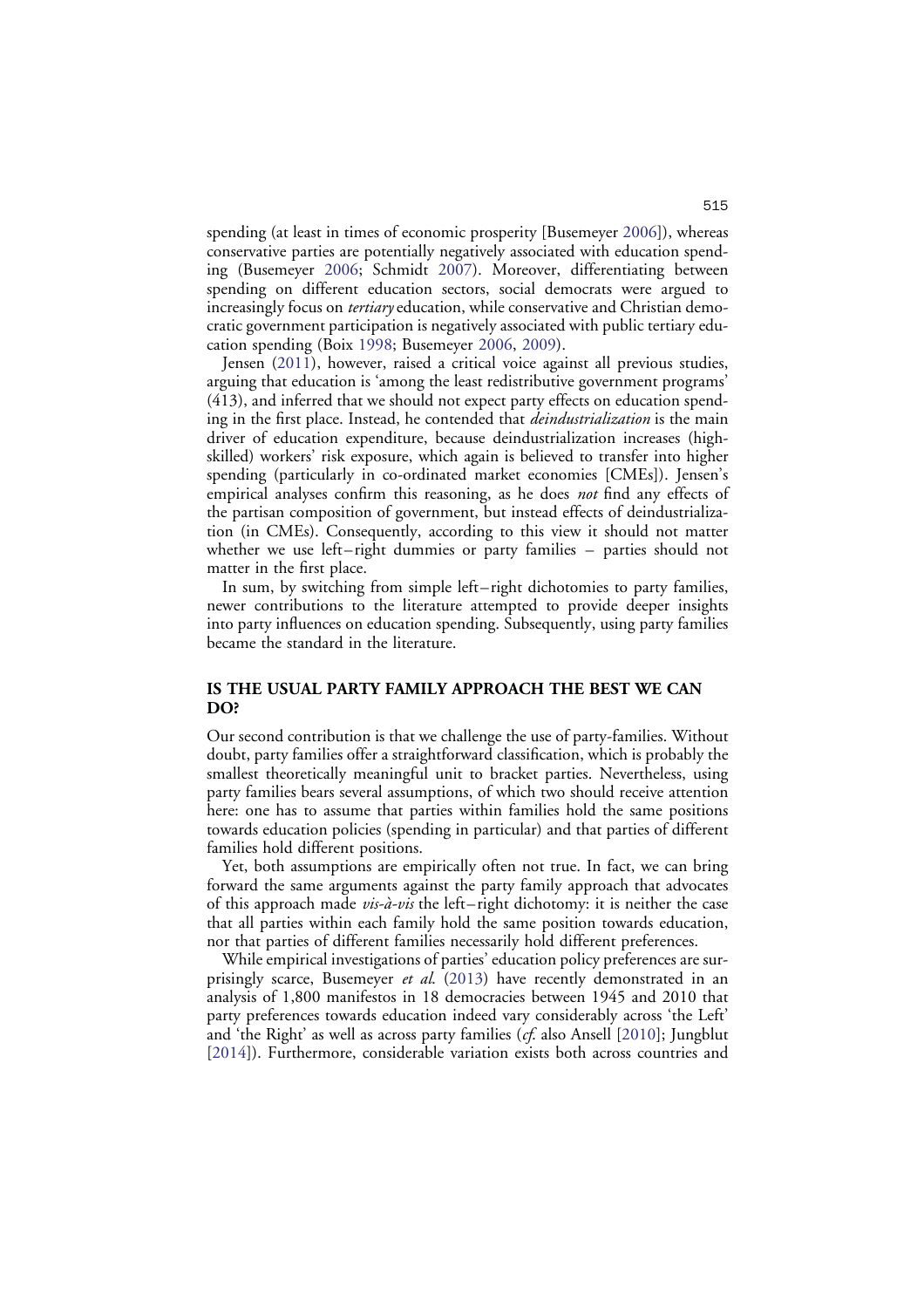spending (at least in times of economic prosperity [Busemeyer 2006]), whereas conservative parties are potentially negatively associated with education spending (Busemeyer 2006; Schmidt 2007). Moreover, differentiating between spending on different education sectors, social democrats were argued to increasingly focus on *tertiary* education, while conservative and Christian democratic government participation is negatively associated with public tertiary education spending (Boix 1998; Busemeyer 2006, 2009).

Jensen (2011), however, raised a critical voice against all previous studies, arguing that education is 'among the least redistributive government programs' (413), and inferred that we should not expect party effects on education spending in the first place. Instead, he contended that *deindustrialization* is the main driver of education expenditure, because deindustrialization increases (high-skilled) workers' risk exposure, which again is believed to transfer into higher spending (particularly in co-ordinated market economies [CMEs]). Jensen's empirical analyses confirm this reasoning, as he does *not* find any effects of the partisan composition of government, but instead effects of deindustrialization (in CMEs). Consequently, according to this view it should not matter whether we use left–right dummies or party families – parties should not matter in the first place.

In sum, by switching from simple left–right dichotomies to party families, newer contributions to the literature attempted to provide deeper insights into party influences on education spending. Subsequently, using party families became the standard in the literature.

## IS THE USUAL PARTY FAMILY APPROACH THE BEST WE CAN DO?

Our second contribution is that we challenge the use of party-families. Without doubt, party families offer a straightforward classification, which is probably the smallest theoretically meaningful unit to bracket parties. Nevertheless, using party families bears several assumptions, of which two should receive attention here: one has to assume that parties within families hold the same positions towards education policies (spending in particular) and that parties of different families hold different positions.

Yet, both assumptions are empirically often not true. In fact, we can bring forward the same arguments against the party family approach that advocates of this approach made *vis-à-vis* the left–right dichotomy: it is neither the case that all parties within each family hold the same position towards education, nor that parties of different families necessarily hold different preferences.

While empirical investigations of parties' education policy preferences are surprisingly scarce, Busemeyer *et al.* (2013) have recently demonstrated in an analysis of 1,800 manifestos in 18 democracies between 1945 and 2010 that party preferences towards education indeed vary considerably across 'the Left' and 'the Right' as well as across party families (*cf.* also Ansell [2010]; Jungblut [2014]). Furthermore, considerable variation exists both across countries and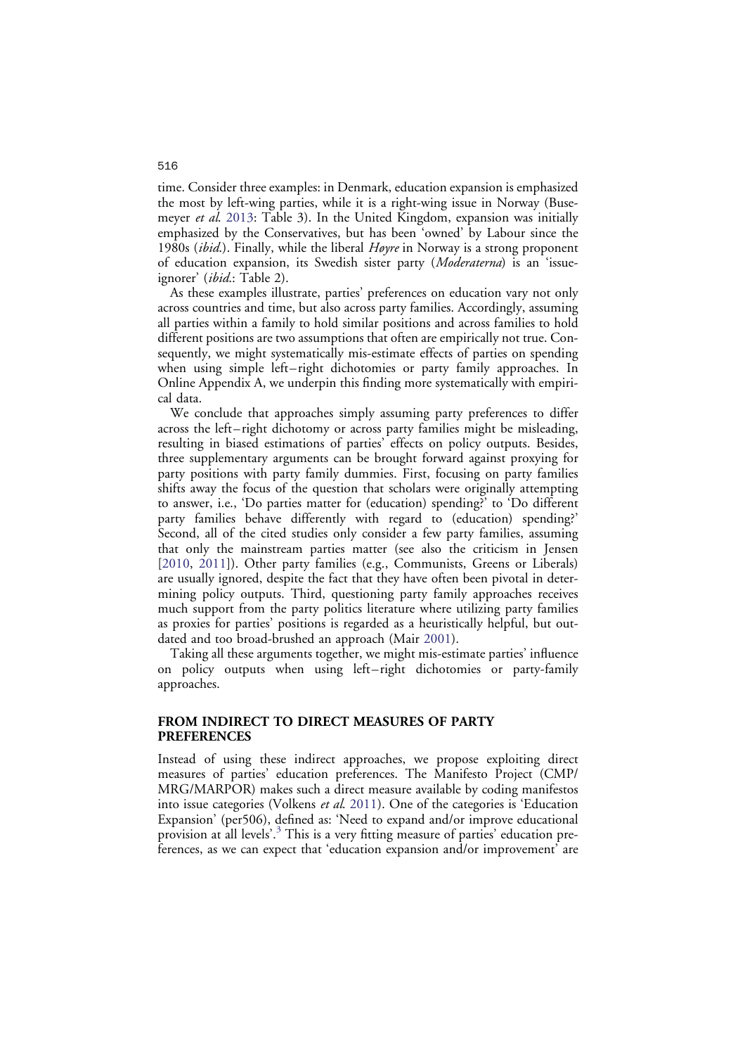time. Consider three examples: in Denmark, education expansion is emphasized the most by left-wing parties, while it is a right-wing issue in Norway (Busemeyer *et al.* 2013: Table 3). In the United Kingdom, expansion was initially emphasized by the Conservatives, but has been 'owned' by Labour since the 1980s (*ibid.*). Finally, while the liberal *Høyre* in Norway is a strong proponent of education expansion, its Swedish sister party (*Moderaterna*) is an 'issue-ignorer' (*ibid.*: Table 2).

As these examples illustrate, parties' preferences on education vary not only across countries and time, but also across party families. Accordingly, assuming all parties within a family to hold similar positions and across families to hold different positions are two assumptions that often are empirically not true. Consequently, we might systematically mis-estimate effects of parties on spending when using simple left–right dichotomies or party family approaches. In Online Appendix A, we underpin this finding more systematically with empirical data.

We conclude that approaches simply assuming party preferences to differ across the left–right dichotomy or across party families might be misleading, resulting in biased estimations of parties' effects on policy outputs. Besides, three supplementary arguments can be brought forward against proxying for party positions with party family dummies. First, focusing on party families shifts away the focus of the question that scholars were originally attempting to answer, i.e., 'Do parties matter for (education) spending?' to 'Do different party families behave differently with regard to (education) spending?' Second, all of the cited studies only consider a few party families, assuming that only the mainstream parties matter (see also the criticism in Jensen [2010, 2011]). Other party families (e.g., Communists, Greens or Liberals) are usually ignored, despite the fact that they have often been pivotal in determining policy outputs. Third, questioning party family approaches receives much support from the party politics literature where utilizing party families as proxies for parties' positions is regarded as a heuristically helpful, but outdated and too broad-brushed an approach (Mair 2001).

Taking all these arguments together, we might mis-estimate parties' influence on policy outputs when using left–right dichotomies or party-family approaches.

## FROM INDIRECT TO DIRECT MEASURES OF PARTY PREFERENCES

Instead of using these indirect approaches, we propose exploiting direct measures of parties' education preferences. The Manifesto Project (CMP/MRG/MARPOR) makes such a direct measure available by coding manifestos into issue categories (Volkens *et al.* 2011). One of the categories is 'Education Expansion' (per506), defined as: 'Need to expand and/or improve educational provision at all levels'.[3] This is a very fitting measure of parties' education preferences, as we can expect that 'education expansion and/or improvement' are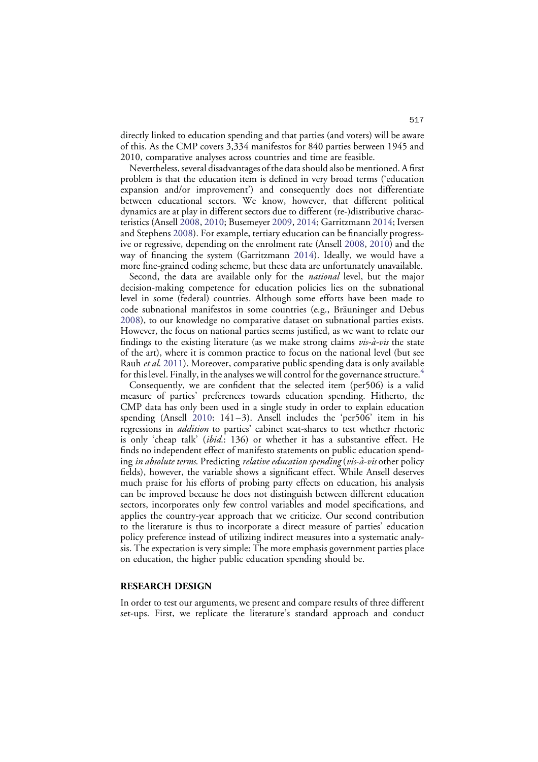directly linked to education spending and that parties (and voters) will be aware of this. As the CMP covers 3,334 manifestos for 840 parties between 1945 and 2010, comparative analyses across countries and time are feasible.

Nevertheless, several disadvantages of the data should also be mentioned. A first problem is that the education item is defined in very broad terms ('education expansion and/or improvement') and consequently does not differentiate between educational sectors. We know, however, that different political dynamics are at play in different sectors due to different (re-)distributive characteristics (Ansell 2008, 2010; Busemeyer 2009, 2014; Garritzmann 2014; Iversen and Stephens 2008). For example, tertiary education can be financially progressive or regressive, depending on the enrolment rate (Ansell 2008, 2010) and the way of financing the system (Garritzmann 2014). Ideally, we would have a more fine-grained coding scheme, but these data are unfortunately unavailable.

Second, the data are available only for the *national* level, but the major decision-making competence for education policies lies on the subnational level in some (federal) countries. Although some efforts have been made to code subnational manifestos in some countries (e.g., Bräuninger and Debus 2008), to our knowledge no comparative dataset on subnational parties exists. However, the focus on national parties seems justified, as we want to relate our findings to the existing literature (as we make strong claims *vis-à-vis* the state of the art), where it is common practice to focus on the national level (but see Rauh *et al.* 2011). Moreover, comparative public spending data is only available for this level. Finally, in the analyses we will control for the governance structure.[4]

Consequently, we are confident that the selected item (per506) is a valid measure of parties' preferences towards education spending. Hitherto, the CMP data has only been used in a single study in order to explain education spending (Ansell 2010: 141–3). Ansell includes the 'per506' item in his regressions in *addition* to parties' cabinet seat-shares to test whether rhetoric is only 'cheap talk' (*ibid.*: 136) or whether it has a substantive effect. He finds no independent effect of manifesto statements on public education spending *in absolute terms*. Predicting *relative education spending* (*vis-à-vis* other policy fields), however, the variable shows a significant effect. While Ansell deserves much praise for his efforts of probing party effects on education, his analysis can be improved because he does not distinguish between different education sectors, incorporates only few control variables and model specifications, and applies the country-year approach that we criticize. Our second contribution to the literature is thus to incorporate a direct measure of parties' education policy preference instead of utilizing indirect measures into a systematic analysis. The expectation is very simple: The more emphasis government parties place on education, the higher public education spending should be.

## RESEARCH DESIGN

In order to test our arguments, we present and compare results of three different set-ups. First, we replicate the literature's standard approach and conduct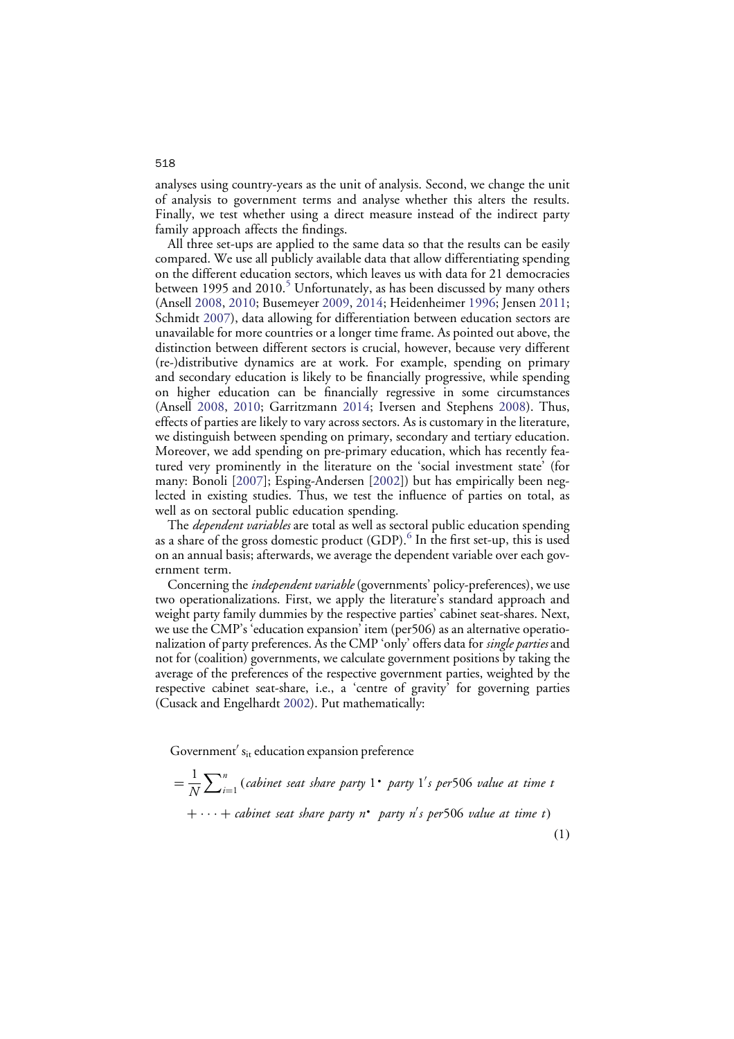analyses using country-years as the unit of analysis. Second, we change the unit of analysis to government terms and analyse whether this alters the results. Finally, we test whether using a direct measure instead of the indirect party family approach affects the findings.

All three set-ups are applied to the same data so that the results can be easily compared. We use all publicly available data that allow differentiating spending on the different education sectors, which leaves us with data for 21 democracies between 1995 and 2010.[5] Unfortunately, as has been discussed by many others (Ansell 2008, 2010; Busemeyer 2009, 2014; Heidenheimer 1996; Jensen 2011; Schmidt 2007), data allowing for differentiation between education sectors are unavailable for more countries or a longer time frame. As pointed out above, the distinction between different sectors is crucial, however, because very different (re-)distributive dynamics are at work. For example, spending on primary and secondary education is likely to be financially progressive, while spending on higher education can be financially regressive in some circumstances (Ansell 2008, 2010; Garritzmann 2014; Iversen and Stephens 2008). Thus, effects of parties are likely to vary across sectors. As is customary in the literature, we distinguish between spending on primary, secondary and tertiary education. Moreover, we add spending on pre-primary education, which has recently featured very prominently in the literature on the 'social investment state' (for many: Bonoli [2007]; Esping-Andersen [2002]) but has empirically been neglected in existing studies. Thus, we test the influence of parties on total, as well as on sectoral public education spending.

The *dependent variables* are total as well as sectoral public education spending as a share of the gross domestic product (GDP).[6] In the first set-up, this is used on an annual basis; afterwards, we average the dependent variable over each government term.

Concerning the *independent variable* (governments' policy-preferences), we use two operationalizations. First, we apply the literature's standard approach and weight party family dummies by the respective parties' cabinet seat-shares. Next, we use the CMP's 'education expansion' item (per506) as an alternative operationalization of party preferences. As the CMP 'only' offers data for *single parties* and not for (coalition) governments, we calculate government positions by taking the average of the preferences of the respective government parties, weighted by the respective cabinet seat-share, i.e., a 'centre of gravity' for governing parties (Cusack and Engelhardt 2002). Put mathematically:

$$\text{Government}'\text{s}_{it}\text{ education expansion preference}$$
$$= \frac{1}{N}\sum\nolimits_{i=1}^{n}(\textit{cabinet seat share party } 1 \bullet \textit{ party } 1'\textit{s per}506 \textit{ value at time } t$$
$$+ \cdots + \textit{cabinet seat share party } n \bullet \textit{ party } n'\textit{s per}506 \textit{ value at time } t) \quad (1)$$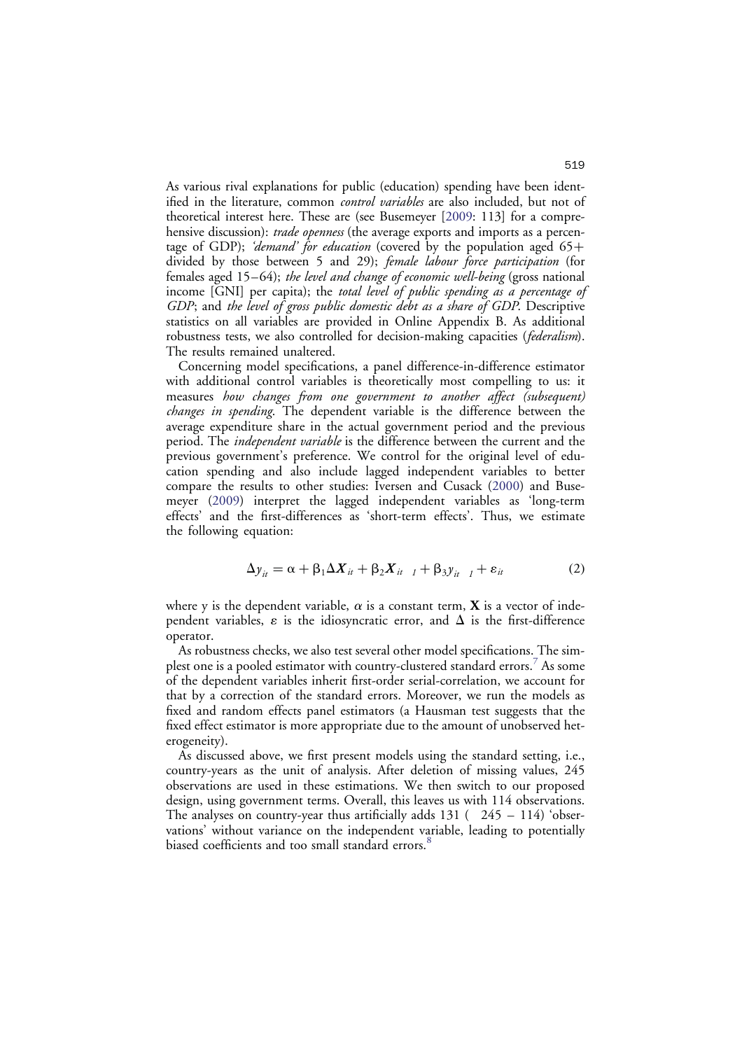As various rival explanations for public (education) spending have been identified in the literature, common *control variables* are also included, but not of theoretical interest here. These are (see Busemeyer [2009: 113] for a comprehensive discussion): *trade openness* (the average exports and imports as a percentage of GDP); *'demand' for education* (covered by the population aged 65+ divided by those between 5 and 29); *female labour force participation* (for females aged 15–64); *the level and change of economic well-being* (gross national income [GNI] per capita); the *total level of public spending as a percentage of GDP*; and *the level of gross public domestic debt as a share of GDP*. Descriptive statistics on all variables are provided in Online Appendix B. As additional robustness tests, we also controlled for decision-making capacities (*federalism*). The results remained unaltered.

Concerning model specifications, a panel difference-in-difference estimator with additional control variables is theoretically most compelling to us: it measures *how changes from one government to another affect (subsequent) changes in spending*. The dependent variable is the difference between the average expenditure share in the actual government period and the previous period. The *independent variable* is the difference between the current and the previous government's preference. We control for the original level of education spending and also include lagged independent variables to better compare the results to other studies: Iversen and Cusack (2000) and Busemeyer (2009) interpret the lagged independent variables as 'long-term effects' and the first-differences as 'short-term effects'. Thus, we estimate the following equation:

$$\Delta y_{it} = \alpha + \beta_1 \Delta \boldsymbol{X}_{it} + \beta_2 \boldsymbol{X}_{it-1} + \beta_3 y_{it-1} + \varepsilon_{it} \tag{2}$$

where y is the dependent variable, $\alpha$ is a constant term, $\mathbf{X}$ is a vector of independent variables, $\varepsilon$ is the idiosyncratic error, and $\Delta$ is the first-difference operator.

As robustness checks, we also test several other model specifications. The simplest one is a pooled estimator with country-clustered standard errors.[7] As some of the dependent variables inherit first-order serial-correlation, we account for that by a correction of the standard errors. Moreover, we run the models as fixed and random effects panel estimators (a Hausman test suggests that the fixed effect estimator is more appropriate due to the amount of unobserved heterogeneity).

As discussed above, we first present models using the standard setting, i.e., country-years as the unit of analysis. After deletion of missing values, 245 observations are used in these estimations. We then switch to our proposed design, using government terms. Overall, this leaves us with 114 observations. The analyses on country-year thus artificially adds 131 (= 245 – 114) 'observations' without variance on the independent variable, leading to potentially biased coefficients and too small standard errors.[8]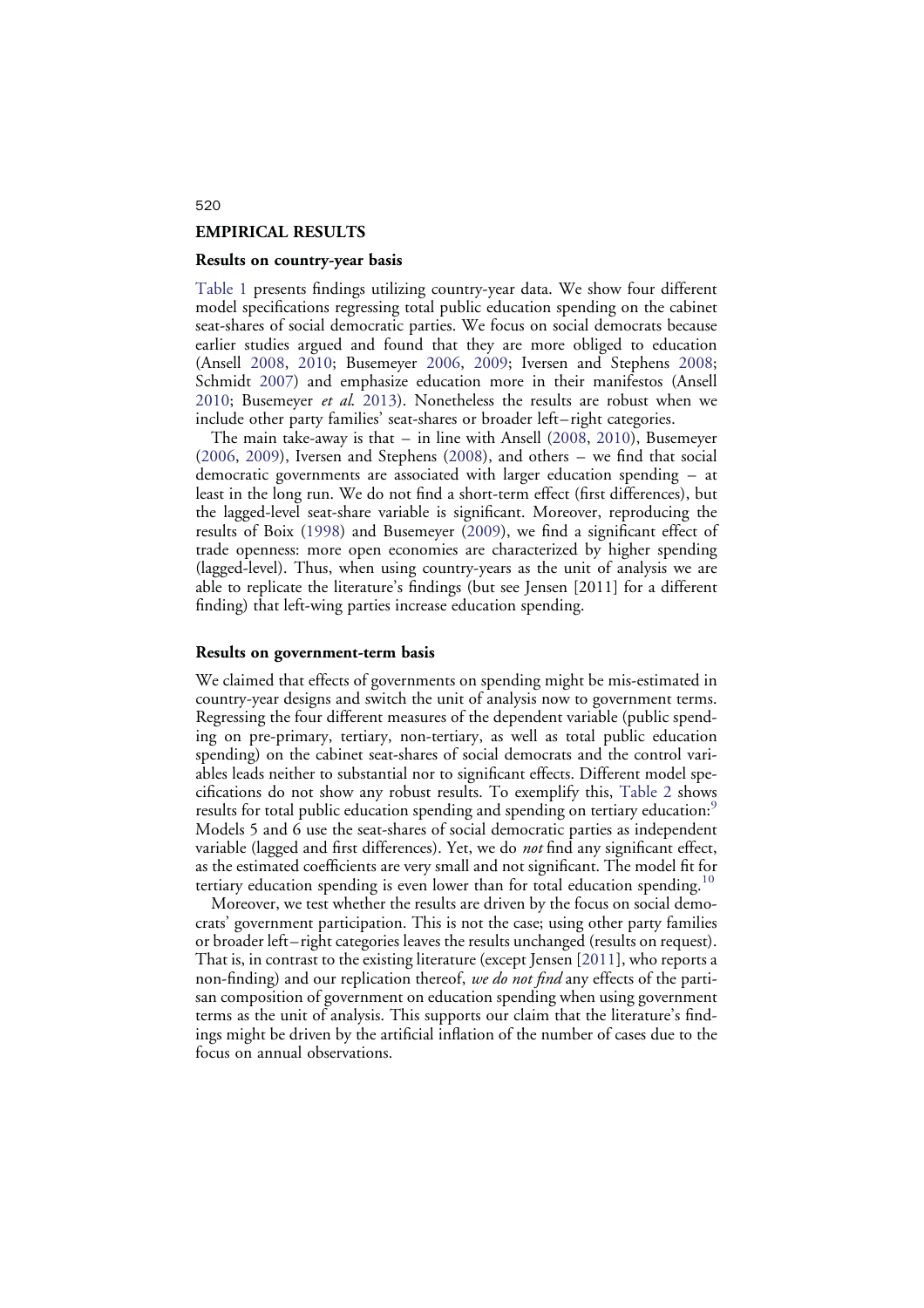## EMPIRICAL RESULTS

### Results on country-year basis

Table 1 presents findings utilizing country-year data. We show four different model specifications regressing total public education spending on the cabinet seat-shares of social democratic parties. We focus on social democrats because earlier studies argued and found that they are more obliged to education (Ansell 2008, 2010; Busemeyer 2006, 2009; Iversen and Stephens 2008; Schmidt 2007) and emphasize education more in their manifestos (Ansell 2010; Busemeyer *et al.* 2013). Nonetheless the results are robust when we include other party families' seat-shares or broader left–right categories.

The main take-away is that – in line with Ansell (2008, 2010), Busemeyer (2006, 2009), Iversen and Stephens (2008), and others – we find that social democratic governments are associated with larger education spending – at least in the long run. We do not find a short-term effect (first differences), but the lagged-level seat-share variable is significant. Moreover, reproducing the results of Boix (1998) and Busemeyer (2009), we find a significant effect of trade openness: more open economies are characterized by higher spending (lagged-level). Thus, when using country-years as the unit of analysis we are able to replicate the literature's findings (but see Jensen [2011] for a different finding) that left-wing parties increase education spending.

### Results on government-term basis

We claimed that effects of governments on spending might be mis-estimated in country-year designs and switch the unit of analysis now to government terms. Regressing the four different measures of the dependent variable (public spending on pre-primary, tertiary, non-tertiary, as well as total public education spending) on the cabinet seat-shares of social democrats and the control variables leads neither to substantial nor to significant effects. Different model specifications do not show any robust results. To exemplify this, Table 2 shows results for total public education spending and spending on tertiary education:[9] Models 5 and 6 use the seat-shares of social democratic parties as independent variable (lagged and first differences). Yet, we do *not* find any significant effect, as the estimated coefficients are very small and not significant. The model fit for tertiary education spending is even lower than for total education spending.[10]

Moreover, we test whether the results are driven by the focus on social democrats' government participation. This is not the case; using other party families or broader left–right categories leaves the results unchanged (results on request). That is, in contrast to the existing literature (except Jensen [2011], who reports a non-finding) and our replication thereof, *we do not find* any effects of the partisan composition of government on education spending when using government terms as the unit of analysis. This supports our claim that the literature's findings might be driven by the artificial inflation of the number of cases due to the focus on annual observations.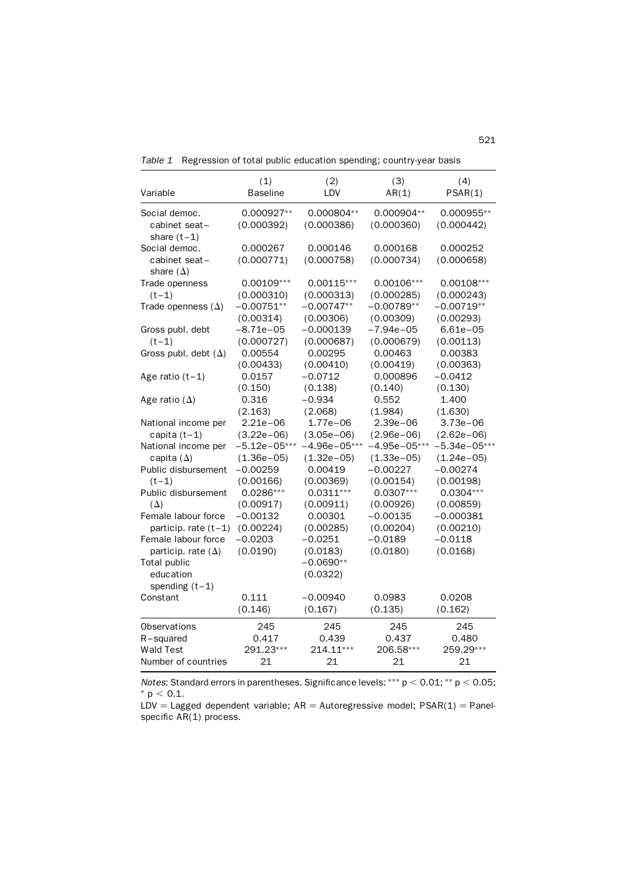*Table 1* Regression of total public education spending; country-year basis

| Variable | (1) Baseline | (2) LDV | (3) AR(1) | (4) PSAR(1) |
|---|---|---|---|---|
| Social democ. cabinet seat–share (t−1) | 0.000927** | 0.000804** | 0.000904** | 0.000955** |
| | (0.000392) | (0.000386) | (0.000360) | (0.000442) |
| Social democ. cabinet seat–share (Δ) | 0.000267 | 0.000146 | 0.000168 | 0.000252 |
| | (0.000771) | (0.000758) | (0.000734) | (0.000658) |
| Trade openness (t−1) | 0.00109*** | 0.00115*** | 0.00106*** | 0.00108*** |
| | (0.000310) | (0.000313) | (0.000285) | (0.000243) |
| Trade openness (Δ) | −0.00751** | −0.00747** | −0.00789** | −0.00719** |
| | (0.00314) | (0.00306) | (0.00309) | (0.00293) |
| Gross publ. debt (t−1) | −8.71e−05 | −0.000139 | −7.94e−05 | 6.61e−05 |
| | (0.000727) | (0.000687) | (0.000679) | (0.00113) |
| Gross publ. debt (Δ) | 0.00554 | 0.00295 | 0.00463 | 0.00383 |
| | (0.00433) | (0.00410) | (0.00419) | (0.00363) |
| Age ratio (t−1) | 0.0157 | −0.0712 | 0.000896 | −0.0412 |
| | (0.150) | (0.138) | (0.140) | (0.130) |
| Age ratio (Δ) | 0.316 | −0.934 | 0.552 | 1.400 |
| | (2.163) | (2.068) | (1.984) | (1.630) |
| National income per capita (t−1) | 2.21e−06 | 1.77e−06 | 2.39e−06 | 3.73e−06 |
| | (3.22e−06) | (3.05e−06) | (2.96e−06) | (2.62e−06) |
| National income per capita (Δ) | −5.12e−05*** | −4.96e−05*** | −4.95e−05*** | −5.34e−05*** |
| | (1.36e−05) | (1.32e−05) | (1.33e−05) | (1.24e−05) |
| Public disbursement (t−1) | −0.00259 | 0.00419 | −0.00227 | −0.00274 |
| | (0.00166) | (0.00369) | (0.00154) | (0.00198) |
| Public disbursement (Δ) | 0.0286*** | 0.0311*** | 0.0307*** | 0.0304*** |
| | (0.00917) | (0.00911) | (0.00926) | (0.00859) |
| Female labour force particip. rate (t−1) | −0.00132 | 0.00301 | −0.00135 | −0.000381 |
| | (0.00224) | (0.00285) | (0.00204) | (0.00210) |
| Female labour force particip. rate (Δ) | −0.0203 | −0.0251 | −0.0189 | −0.0118 |
| | (0.0190) | (0.0183) | (0.0180) | (0.0168) |
| Total public education spending (t−1) | | −0.0690** | | |
| | | (0.0322) | | |
| Constant | 0.111 | −0.00940 | 0.0983 | 0.0208 |
| | (0.146) | (0.167) | (0.135) | (0.162) |
| Observations | 245 | 245 | 245 | 245 |
| R–squared | 0.417 | 0.439 | 0.437 | 0.480 |
| Wald Test | 291.23*** | 214.11*** | 206.58*** | 259.29*** |
| Number of countries | 21 | 21 | 21 | 21 |

*Notes*: Standard errors in parentheses. Significance levels: *** $p < 0.01$; ** $p < 0.05$; * $p < 0.1$.

LDV = Lagged dependent variable; AR = Autoregressive model; PSAR(1) = Panel-specific AR(1) process.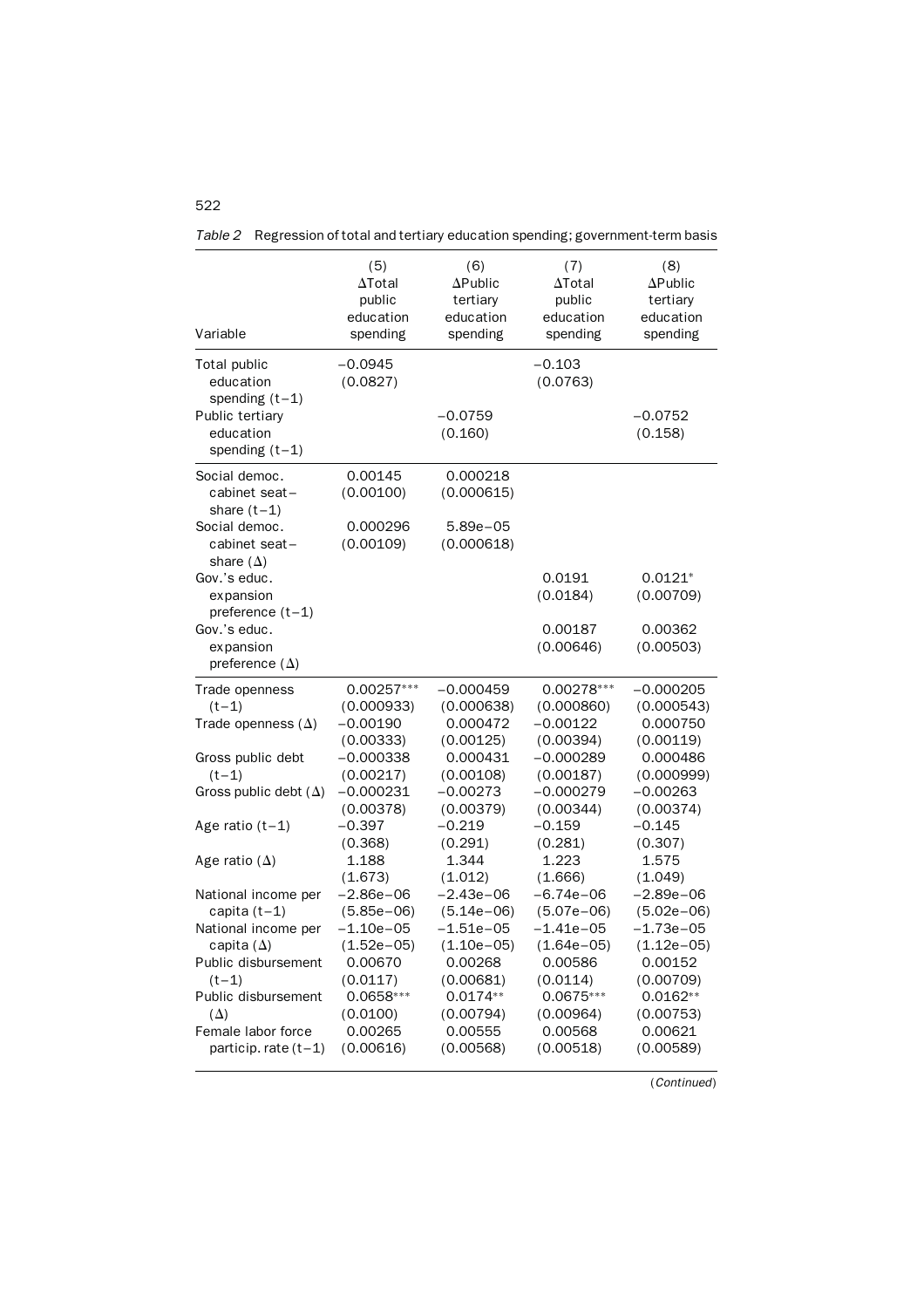*Table 2* Regression of total and tertiary education spending; government-term basis

| Variable | (5) ΔTotal public education spending | (6) ΔPublic tertiary education spending | (7) ΔTotal public education spending | (8) ΔPublic tertiary education spending |
|---|---|---|---|---|
| Total public education spending (t−1) | −0.0945 (0.0827) | | −0.103 (0.0763) | |
| Public tertiary education spending (t−1) | | −0.0759 (0.160) | | −0.0752 (0.158) |
| Social democ. cabinet seat–share (t−1) | 0.00145 (0.00100) | 0.000218 (0.000615) | | |
| Social democ. cabinet seat–share (Δ) | 0.000296 (0.00109) | 5.89e−05 (0.000618) | | |
| Gov.'s educ. expansion preference (t−1) | | | 0.0191 (0.0184) | 0.0121* (0.00709) |
| Gov.'s educ. expansion preference (Δ) | | | 0.00187 (0.00646) | 0.00362 (0.00503) |
| Trade openness (t−1) | 0.00257*** (0.000933) | −0.000459 (0.000638) | 0.00278*** (0.000860) | −0.000205 (0.000543) |
| Trade openness (Δ) | −0.00190 (0.00333) | 0.000472 (0.00125) | −0.00122 (0.00394) | 0.000750 (0.00119) |
| Gross public debt (t−1) | −0.000338 (0.00217) | 0.000431 (0.00108) | −0.000289 (0.00187) | 0.000486 (0.000999) |
| Gross public debt (Δ) | −0.000231 (0.00378) | −0.00273 (0.00379) | −0.000279 (0.00344) | −0.00263 (0.00374) |
| Age ratio (t−1) | −0.397 (0.368) | −0.219 (0.291) | −0.159 (0.281) | −0.145 (0.307) |
| Age ratio (Δ) | 1.188 (1.673) | 1.344 (1.012) | 1.223 (1.666) | 1.575 (1.049) |
| National income per capita (t−1) | −2.86e−06 (5.85e−06) | −2.43e−06 (5.14e−06) | −6.74e−06 (5.07e−06) | −2.89e−06 (5.02e−06) |
| National income per capita (Δ) | −1.10e−05 (1.52e−05) | −1.51e−05 (1.10e−05) | −1.41e−05 (1.64e−05) | −1.73e−05 (1.12e−05) |
| Public disbursement (t−1) | 0.00670 (0.0117) | 0.00268 (0.00681) | 0.00586 (0.0114) | 0.00152 (0.00709) |
| Public disbursement (Δ) | 0.0658*** (0.0100) | 0.0174** (0.00794) | 0.0675*** (0.00964) | 0.0162** (0.00753) |
| Female labor force particip. rate (t−1) | 0.00265 (0.00616) | 0.00555 (0.00568) | 0.00568 (0.00518) | 0.00621 (0.00589) |

(*Continued*)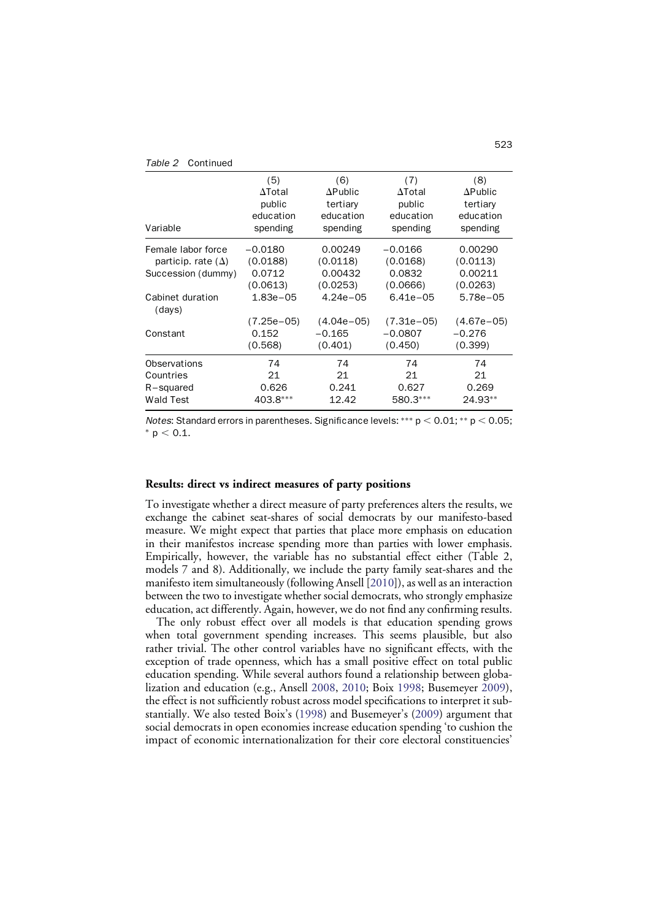*Table 2* Continued

| Variable | (5) ΔTotal public education spending | (6) ΔPublic tertiary education spending | (7) ΔTotal public education spending | (8) ΔPublic tertiary education spending |
|---|---|---|---|---|
| Female labor force particip. rate (Δ) | −0.0180 | 0.00249 | −0.0166 | 0.00290 |
| | (0.0188) | (0.0118) | (0.0168) | (0.0113) |
| Succession (dummy) | 0.0712 | 0.00432 | 0.0832 | 0.00211 |
| | (0.0613) | (0.0253) | (0.0666) | (0.0263) |
| Cabinet duration (days) | 1.83e−05 | 4.24e−05 | 6.41e−05 | 5.78e−05 |
| | (7.25e−05) | (4.04e−05) | (7.31e−05) | (4.67e−05) |
| Constant | 0.152 | −0.165 | −0.0807 | −0.276 |
| | (0.568) | (0.401) | (0.450) | (0.399) |
| Observations | 74 | 74 | 74 | 74 |
| Countries | 21 | 21 | 21 | 21 |
| R−squared | 0.626 | 0.241 | 0.627 | 0.269 |
| Wald Test | 403.8*** | 12.42 | 580.3*** | 24.93** |

*Notes*: Standard errors in parentheses. Significance levels: *** $p < 0.01$; ** $p < 0.05$; * $p < 0.1$.

### Results: direct vs indirect measures of party positions

To investigate whether a direct measure of party preferences alters the results, we exchange the cabinet seat-shares of social democrats by our manifesto-based measure. We might expect that parties that place more emphasis on education in their manifestos increase spending more than parties with lower emphasis. Empirically, however, the variable has no substantial effect either (Table 2, models 7 and 8). Additionally, we include the party family seat-shares and the manifesto item simultaneously (following Ansell [2010]), as well as an interaction between the two to investigate whether social democrats, who strongly emphasize education, act differently. Again, however, we do not find any confirming results.

The only robust effect over all models is that education spending grows when total government spending increases. This seems plausible, but also rather trivial. The other control variables have no significant effects, with the exception of trade openness, which has a small positive effect on total public education spending. While several authors found a relationship between globalization and education (e.g., Ansell 2008, 2010; Boix 1998; Busemeyer 2009), the effect is not sufficiently robust across model specifications to interpret it substantially. We also tested Boix's (1998) and Busemeyer's (2009) argument that social democrats in open economies increase education spending 'to cushion the impact of economic internationalization for their core electoral constituencies'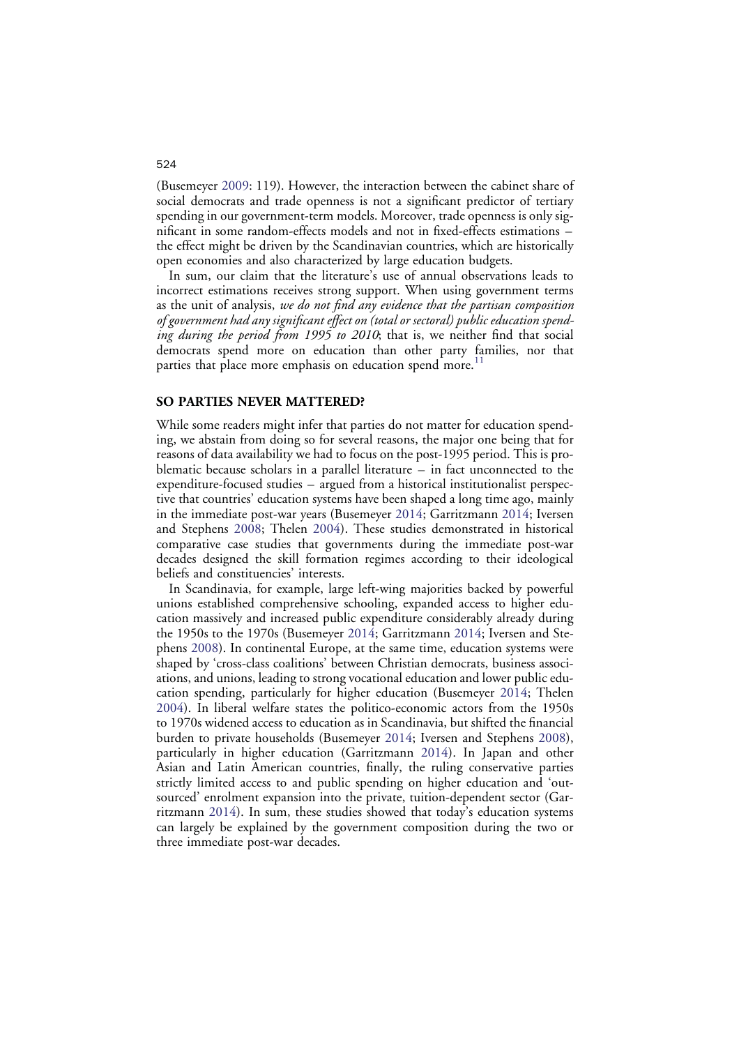(Busemeyer 2009: 119). However, the interaction between the cabinet share of social democrats and trade openness is not a significant predictor of tertiary spending in our government-term models. Moreover, trade openness is only significant in some random-effects models and not in fixed-effects estimations – the effect might be driven by the Scandinavian countries, which are historically open economies and also characterized by large education budgets.

In sum, our claim that the literature's use of annual observations leads to incorrect estimations receives strong support. When using government terms as the unit of analysis, *we do not find any evidence that the partisan composition of government had any significant effect on (total or sectoral) public education spending during the period from 1995 to 2010*; that is, we neither find that social democrats spend more on education than other party families, nor that parties that place more emphasis on education spend more.[11]

## SO PARTIES NEVER MATTERED?

While some readers might infer that parties do not matter for education spending, we abstain from doing so for several reasons, the major one being that for reasons of data availability we had to focus on the post-1995 period. This is problematic because scholars in a parallel literature – in fact unconnected to the expenditure-focused studies – argued from a historical institutionalist perspective that countries' education systems have been shaped a long time ago, mainly in the immediate post-war years (Busemeyer 2014; Garritzmann 2014; Iversen and Stephens 2008; Thelen 2004). These studies demonstrated in historical comparative case studies that governments during the immediate post-war decades designed the skill formation regimes according to their ideological beliefs and constituencies' interests.

In Scandinavia, for example, large left-wing majorities backed by powerful unions established comprehensive schooling, expanded access to higher education massively and increased public expenditure considerably already during the 1950s to the 1970s (Busemeyer 2014; Garritzmann 2014; Iversen and Stephens 2008). In continental Europe, at the same time, education systems were shaped by 'cross-class coalitions' between Christian democrats, business associations, and unions, leading to strong vocational education and lower public education spending, particularly for higher education (Busemeyer 2014; Thelen 2004). In liberal welfare states the politico-economic actors from the 1950s to 1970s widened access to education as in Scandinavia, but shifted the financial burden to private households (Busemeyer 2014; Iversen and Stephens 2008), particularly in higher education (Garritzmann 2014). In Japan and other Asian and Latin American countries, finally, the ruling conservative parties strictly limited access to and public spending on higher education and 'outsourced' enrolment expansion into the private, tuition-dependent sector (Garritzmann 2014). In sum, these studies showed that today's education systems can largely be explained by the government composition during the two or three immediate post-war decades.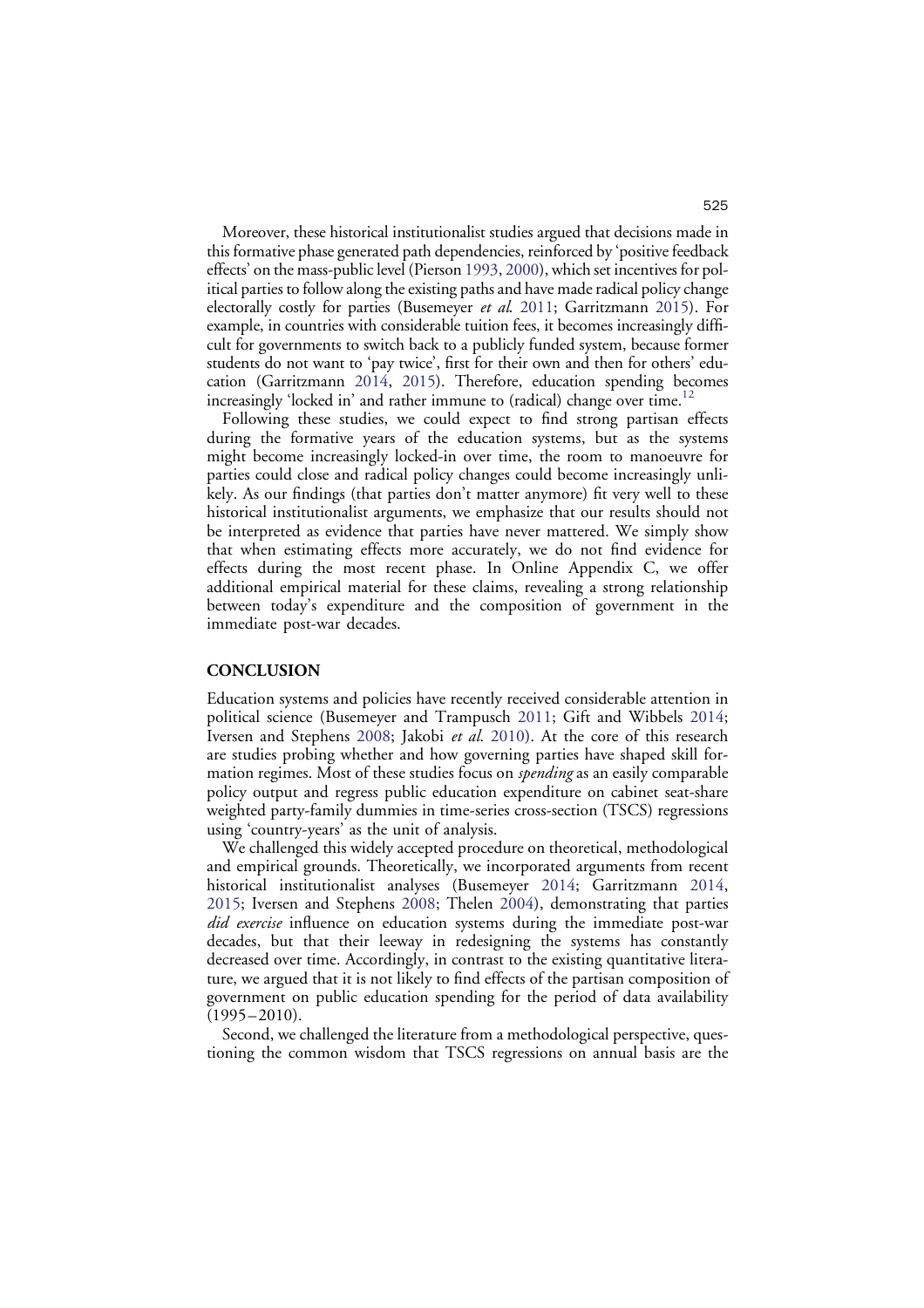Moreover, these historical institutionalist studies argued that decisions made in this formative phase generated path dependencies, reinforced by 'positive feedback effects' on the mass-public level (Pierson 1993, 2000), which set incentives for political parties to follow along the existing paths and have made radical policy change electorally costly for parties (Busemeyer *et al.* 2011; Garritzmann 2015). For example, in countries with considerable tuition fees, it becomes increasingly difficult for governments to switch back to a publicly funded system, because former students do not want to 'pay twice', first for their own and then for others' education (Garritzmann 2014, 2015). Therefore, education spending becomes increasingly 'locked in' and rather immune to (radical) change over time.[12]

Following these studies, we could expect to find strong partisan effects during the formative years of the education systems, but as the systems might become increasingly locked-in over time, the room to manoeuvre for parties could close and radical policy changes could become increasingly unlikely. As our findings (that parties don't matter anymore) fit very well to these historical institutionalist arguments, we emphasize that our results should not be interpreted as evidence that parties have never mattered. We simply show that when estimating effects more accurately, we do not find evidence for effects during the most recent phase. In Online Appendix C, we offer additional empirical material for these claims, revealing a strong relationship between today's expenditure and the composition of government in the immediate post-war decades.

## CONCLUSION

Education systems and policies have recently received considerable attention in political science (Busemeyer and Trampusch 2011; Gift and Wibbels 2014; Iversen and Stephens 2008; Jakobi *et al.* 2010). At the core of this research are studies probing whether and how governing parties have shaped skill formation regimes. Most of these studies focus on *spending* as an easily comparable policy output and regress public education expenditure on cabinet seat-share weighted party-family dummies in time-series cross-section (TSCS) regressions using 'country-years' as the unit of analysis.

We challenged this widely accepted procedure on theoretical, methodological and empirical grounds. Theoretically, we incorporated arguments from recent historical institutionalist analyses (Busemeyer 2014; Garritzmann 2014, 2015; Iversen and Stephens 2008; Thelen 2004), demonstrating that parties *did exercise* influence on education systems during the immediate post-war decades, but that their leeway in redesigning the systems has constantly decreased over time. Accordingly, in contrast to the existing quantitative literature, we argued that it is not likely to find effects of the partisan composition of government on public education spending for the period of data availability (1995–2010).

Second, we challenged the literature from a methodological perspective, questioning the common wisdom that TSCS regressions on annual basis are the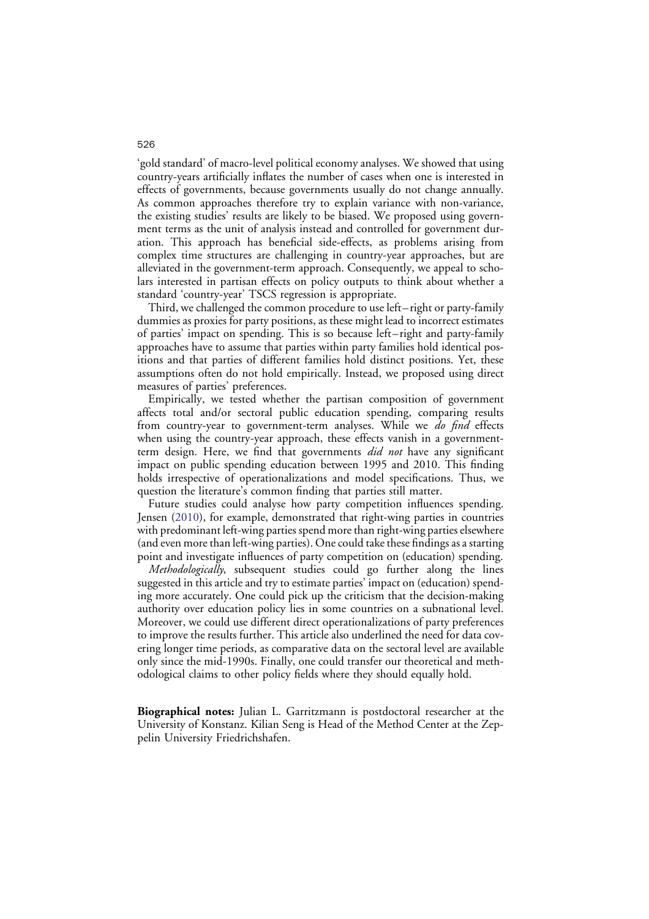'gold standard' of macro-level political economy analyses. We showed that using country-years artificially inflates the number of cases when one is interested in effects of governments, because governments usually do not change annually. As common approaches therefore try to explain variance with non-variance, the existing studies' results are likely to be biased. We proposed using government terms as the unit of analysis instead and controlled for government duration. This approach has beneficial side-effects, as problems arising from complex time structures are challenging in country-year approaches, but are alleviated in the government-term approach. Consequently, we appeal to scholars interested in partisan effects on policy outputs to think about whether a standard 'country-year' TSCS regression is appropriate.

Third, we challenged the common procedure to use left–right or party-family dummies as proxies for party positions, as these might lead to incorrect estimates of parties' impact on spending. This is so because left–right and party-family approaches have to assume that parties within party families hold identical positions and that parties of different families hold distinct positions. Yet, these assumptions often do not hold empirically. Instead, we proposed using direct measures of parties' preferences.

Empirically, we tested whether the partisan composition of government affects total and/or sectoral public education spending, comparing results from country-year to government-term analyses. While we *do find* effects when using the country-year approach, these effects vanish in a government-term design. Here, we find that governments *did not* have any significant impact on public spending education between 1995 and 2010. This finding holds irrespective of operationalizations and model specifications. Thus, we question the literature's common finding that parties still matter.

Future studies could analyse how party competition influences spending. Jensen (2010), for example, demonstrated that right-wing parties in countries with predominant left-wing parties spend more than right-wing parties elsewhere (and even more than left-wing parties). One could take these findings as a starting point and investigate influences of party competition on (education) spending.

*Methodologically*, subsequent studies could go further along the lines suggested in this article and try to estimate parties' impact on (education) spending more accurately. One could pick up the criticism that the decision-making authority over education policy lies in some countries on a subnational level. Moreover, we could use different direct operationalizations of party preferences to improve the results further. This article also underlined the need for data covering longer time periods, as comparative data on the sectoral level are available only since the mid-1990s. Finally, one could transfer our theoretical and methodological claims to other policy fields where they should equally hold.

**Biographical notes:** Julian L. Garritzmann is postdoctoral researcher at the University of Konstanz. Kilian Seng is Head of the Method Center at the Zeppelin University Friedrichshafen.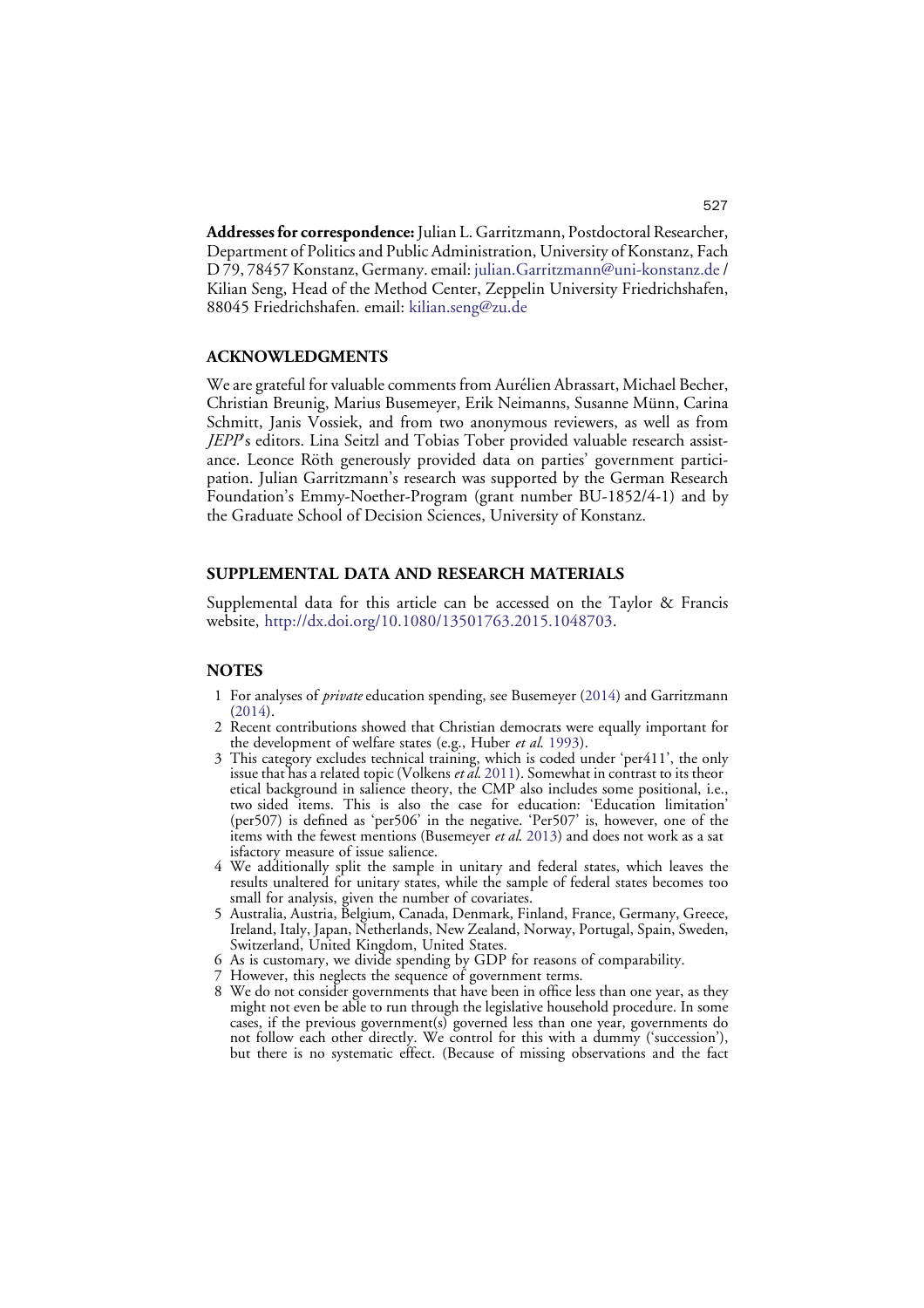**Addresses for correspondence:** Julian L. Garritzmann, Postdoctoral Researcher, Department of Politics and Public Administration, University of Konstanz, Fach D 79, 78457 Konstanz, Germany. email: julian.Garritzmann@uni-konstanz.de / Kilian Seng, Head of the Method Center, Zeppelin University Friedrichshafen, 88045 Friedrichshafen. email: kilian.seng@zu.de

## ACKNOWLEDGMENTS

We are grateful for valuable comments from Aurélien Abrassart, Michael Becher, Christian Breunig, Marius Busemeyer, Erik Neimanns, Susanne Münn, Carina Schmitt, Janis Vossiek, and from two anonymous reviewers, as well as from *JEPP*'s editors. Lina Seitzl and Tobias Tober provided valuable research assistance. Leonce Röth generously provided data on parties' government participation. Julian Garritzmann's research was supported by the German Research Foundation's Emmy-Noether-Program (grant number BU-1852/4-1) and by the Graduate School of Decision Sciences, University of Konstanz.

## SUPPLEMENTAL DATA AND RESEARCH MATERIALS

Supplemental data for this article can be accessed on the Taylor & Francis website, http://dx.doi.org/10.1080/13501763.2015.1048703.

## NOTES

1. For analyses of *private* education spending, see Busemeyer (2014) and Garritzmann (2014).
2. Recent contributions showed that Christian democrats were equally important for the development of welfare states (e.g., Huber *et al.* 1993).
3. This category excludes technical training, which is coded under 'per411', the only issue that has a related topic (Volkens *et al.* 2011). Somewhat in contrast to its theoretical background in salience theory, the CMP also includes some positional, i.e., two sided items. This is also the case for education: 'Education limitation' (per507) is defined as 'per506' in the negative. 'Per507' is, however, one of the items with the fewest mentions (Busemeyer *et al.* 2013) and does not work as a satisfactory measure of issue salience.
4. We additionally split the sample in unitary and federal states, which leaves the results unaltered for unitary states, while the sample of federal states becomes too small for analysis, given the number of covariates.
5. Australia, Austria, Belgium, Canada, Denmark, Finland, France, Germany, Greece, Ireland, Italy, Japan, Netherlands, New Zealand, Norway, Portugal, Spain, Sweden, Switzerland, United Kingdom, United States.
6. As is customary, we divide spending by GDP for reasons of comparability.
7. However, this neglects the sequence of government terms.
8. We do not consider governments that have been in office less than one year, as they might not even be able to run through the legislative household procedure. In some cases, if the previous government(s) governed less than one year, governments do not follow each other directly. We control for this with a dummy ('succession'), but there is no systematic effect. (Because of missing observations and the fact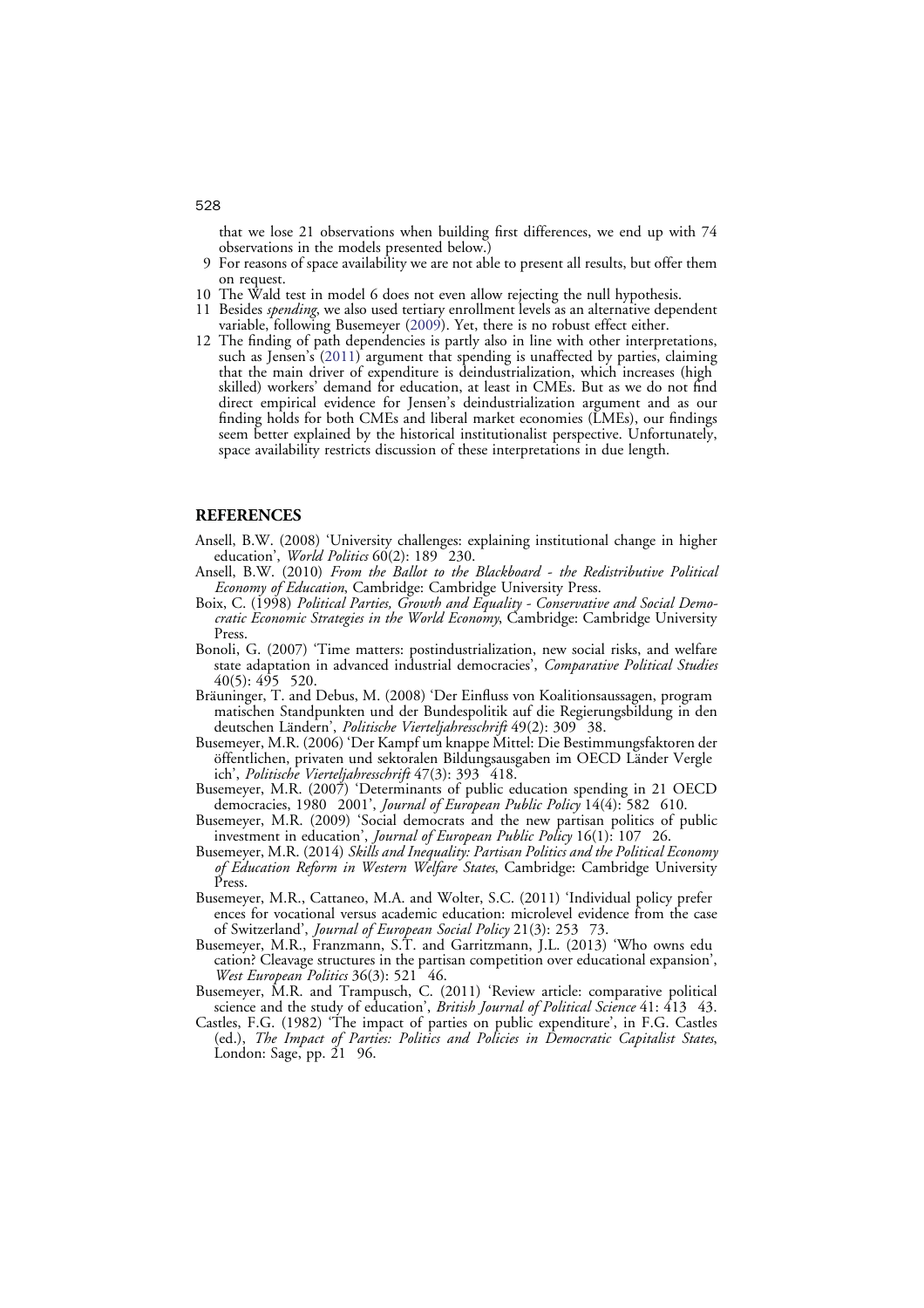that we lose 21 observations when building first differences, we end up with 74 observations in the models presented below.)

9 For reasons of space availability we are not able to present all results, but offer them on request.

10 The Wald test in model 6 does not even allow rejecting the null hypothesis.

11 Besides *spending*, we also used tertiary enrollment levels as an alternative dependent variable, following Busemeyer (2009). Yet, there is no robust effect either.

12 The finding of path dependencies is partly also in line with other interpretations, such as Jensen's (2011) argument that spending is unaffected by parties, claiming that the main driver of expenditure is deindustrialization, which increases (high skilled) workers' demand for education, at least in CMEs. But as we do not find direct empirical evidence for Jensen's deindustrialization argument and as our finding holds for both CMEs and liberal market economies (LMEs), our findings seem better explained by the historical institutionalist perspective. Unfortunately, space availability restricts discussion of these interpretations in due length.

## REFERENCES

Ansell, B.W. (2008) 'University challenges: explaining institutional change in higher education', *World Politics* 60(2): 189 230.

Ansell, B.W. (2010) *From the Ballot to the Blackboard - the Redistributive Political Economy of Education*, Cambridge: Cambridge University Press.

Boix, C. (1998) *Political Parties, Growth and Equality - Conservative and Social Democratic Economic Strategies in the World Economy*, Cambridge: Cambridge University Press.

Bonoli, G. (2007) 'Time matters: postindustrialization, new social risks, and welfare state adaptation in advanced industrial democracies', *Comparative Political Studies* 40(5): 495 520.

Bräuninger, T. and Debus, M. (2008) 'Der Einfluss von Koalitionsaussagen, programmatischen Standpunkten und der Bundespolitik auf die Regierungsbildung in den deutschen Ländern', *Politische Vierteljahresschrift* 49(2): 309 38.

Busemeyer, M.R. (2006) 'Der Kampf um knappe Mittel: Die Bestimmungsfaktoren der öffentlichen, privaten und sektoralen Bildungsausgaben im OECD Länder Vergleich', *Politische Vierteljahresschrift* 47(3): 393 418.

Busemeyer, M.R. (2007) 'Determinants of public education spending in 21 OECD democracies, 1980 2001', *Journal of European Public Policy* 14(4): 582 610.

Busemeyer, M.R. (2009) 'Social democrats and the new partisan politics of public investment in education', *Journal of European Public Policy* 16(1): 107 26.

Busemeyer, M.R. (2014) *Skills and Inequality: Partisan Politics and the Political Economy of Education Reform in Western Welfare States*, Cambridge: Cambridge University Press.

Busemeyer, M.R., Cattaneo, M.A. and Wolter, S.C. (2011) 'Individual policy preferences for vocational versus academic education: microlevel evidence from the case of Switzerland', *Journal of European Social Policy* 21(3): 253 73.

Busemeyer, M.R., Franzmann, S.T. and Garritzmann, J.L. (2013) 'Who owns education? Cleavage structures in the partisan competition over educational expansion', *West European Politics* 36(3): 521 46.

Busemeyer, M.R. and Trampusch, C. (2011) 'Review article: comparative political science and the study of education', *British Journal of Political Science* 41: 413 43.

Castles, F.G. (1982) 'The impact of parties on public expenditure', in F.G. Castles (ed.), *The Impact of Parties: Politics and Policies in Democratic Capitalist States*, London: Sage, pp. 21 96.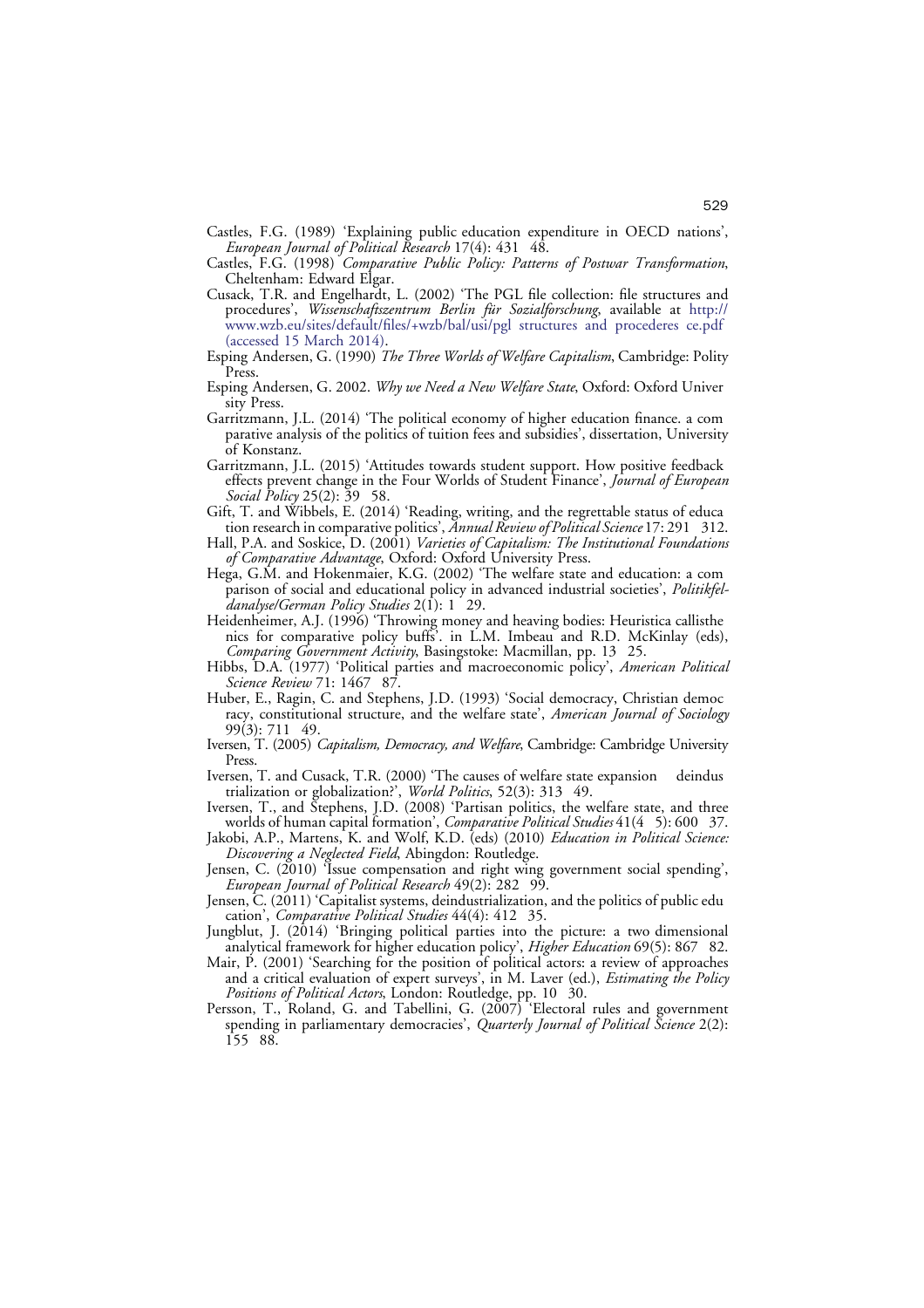Castles, F.G. (1989) 'Explaining public education expenditure in OECD nations', *European Journal of Political Research* 17(4): 431 48.

Castles, F.G. (1998) *Comparative Public Policy: Patterns of Postwar Transformation*, Cheltenham: Edward Elgar.

Cusack, T.R. and Engelhardt, L. (2002) 'The PGL file collection: file structures and procedures', *Wissenschaftszentrum Berlin für Sozialforschung*, available at http://www.wzb.eu/sites/default/files/+wzb/bal/usi/pgl structures and procederes ce.pdf (accessed 15 March 2014).

Esping Andersen, G. (1990) *The Three Worlds of Welfare Capitalism*, Cambridge: Polity Press.

Esping Andersen, G. 2002. *Why we Need a New Welfare State*, Oxford: Oxford University Press.

Garritzmann, J.L. (2014) 'The political economy of higher education finance. a comparative analysis of the politics of tuition fees and subsidies', dissertation, University of Konstanz.

Garritzmann, J.L. (2015) 'Attitudes towards student support. How positive feedback effects prevent change in the Four Worlds of Student Finance', *Journal of European Social Policy* 25(2): 39 58.

Gift, T. and Wibbels, E. (2014) 'Reading, writing, and the regrettable status of education research in comparative politics', *Annual Review of Political Science* 17: 291 312.

Hall, P.A. and Soskice, D. (2001) *Varieties of Capitalism: The Institutional Foundations of Comparative Advantage*, Oxford: Oxford University Press.

Hega, G.M. and Hokenmaier, K.G. (2002) 'The welfare state and education: a comparison of social and educational policy in advanced industrial societies', *Politikfeldanalyse/German Policy Studies* 2(1): 1 29.

Heidenheimer, A.J. (1996) 'Throwing money and heaving bodies: Heuristica callisthenics for comparative policy buffs'. in L.M. Imbeau and R.D. McKinlay (eds), *Comparing Government Activity*, Basingstoke: Macmillan, pp. 13 25.

Hibbs, D.A. (1977) 'Political parties and macroeconomic policy', *American Political Science Review* 71: 1467 87.

Huber, E., Ragin, C. and Stephens, J.D. (1993) 'Social democracy, Christian democracy, constitutional structure, and the welfare state', *American Journal of Sociology* 99(3): 711 49.

Iversen, T. (2005) *Capitalism, Democracy, and Welfare*, Cambridge: Cambridge University Press.

Iversen, T. and Cusack, T.R. (2000) 'The causes of welfare state expansion deindustrialization or globalization?', *World Politics*, 52(3): 313 49.

Iversen, T., and Stephens, J.D. (2008) 'Partisan politics, the welfare state, and three worlds of human capital formation', *Comparative Political Studies* 41(4 5): 600 37.

Jakobi, A.P., Martens, K. and Wolf, K.D. (eds) (2010) *Education in Political Science: Discovering a Neglected Field*, Abingdon: Routledge.

Jensen, C. (2010) 'Issue compensation and right wing government social spending', *European Journal of Political Research* 49(2): 282 99.

Jensen, C. (2011) 'Capitalist systems, deindustrialization, and the politics of public education', *Comparative Political Studies* 44(4): 412 35.

Jungblut, J. (2014) 'Bringing political parties into the picture: a two dimensional analytical framework for higher education policy', *Higher Education* 69(5): 867 82.

Mair, P. (2001) 'Searching for the position of political actors: a review of approaches and a critical evaluation of expert surveys', in M. Laver (ed.), *Estimating the Policy Positions of Political Actors*, London: Routledge, pp. 10 30.

Persson, T., Roland, G. and Tabellini, G. (2007) 'Electoral rules and government spending in parliamentary democracies', *Quarterly Journal of Political Science* 2(2): 155 88.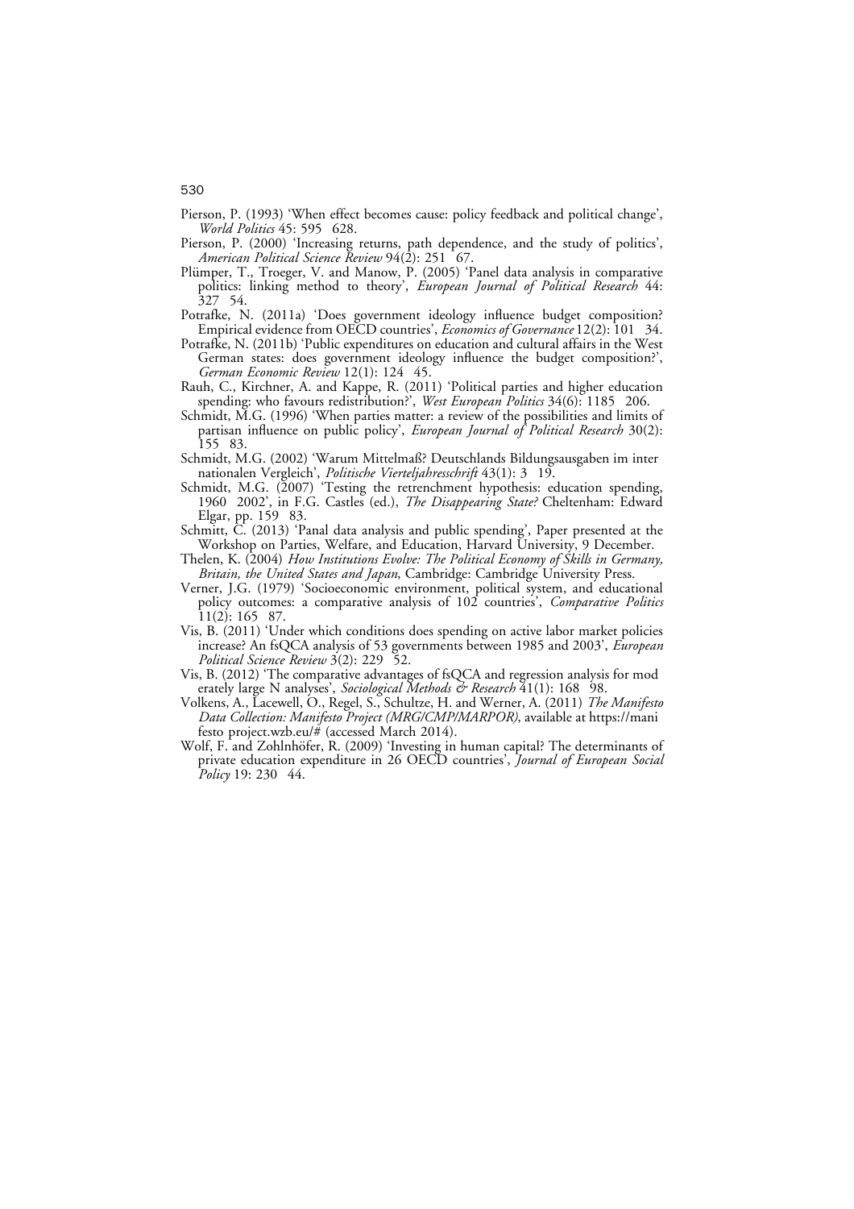Pierson, P. (1993) 'When effect becomes cause: policy feedback and political change', *World Politics* 45: 595 628.

Pierson, P. (2000) 'Increasing returns, path dependence, and the study of politics', *American Political Science Review* 94(2): 251 67.

Plümper, T., Troeger, V. and Manow, P. (2005) 'Panel data analysis in comparative politics: linking method to theory', *European Journal of Political Research* 44: 327 54.

Potrafke, N. (2011a) 'Does government ideology influence budget composition? Empirical evidence from OECD countries', *Economics of Governance* 12(2): 101 34.

Potrafke, N. (2011b) 'Public expenditures on education and cultural affairs in the West German states: does government ideology influence the budget composition?', *German Economic Review* 12(1): 124 45.

Rauh, C., Kirchner, A. and Kappe, R. (2011) 'Political parties and higher education spending: who favours redistribution?', *West European Politics* 34(6): 1185 206.

Schmidt, M.G. (1996) 'When parties matter: a review of the possibilities and limits of partisan influence on public policy', *European Journal of Political Research* 30(2): 155 83.

Schmidt, M.G. (2002) 'Warum Mittelmaß? Deutschlands Bildungsausgaben im inter nationalen Vergleich', *Politische Vierteljahresschrift* 43(1): 3 19.

Schmidt, M.G. (2007) 'Testing the retrenchment hypothesis: education spending, 1960 2002', in F.G. Castles (ed.), *The Disappearing State?* Cheltenham: Edward Elgar, pp. 159 83.

Schmitt, C. (2013) 'Panal data analysis and public spending', Paper presented at the Workshop on Parties, Welfare, and Education, Harvard University, 9 December.

Thelen, K. (2004) *How Institutions Evolve: The Political Economy of Skills in Germany, Britain, the United States and Japan*, Cambridge: Cambridge University Press.

Verner, J.G. (1979) 'Socioeconomic environment, political system, and educational policy outcomes: a comparative analysis of 102 countries', *Comparative Politics* 11(2): 165 87.

Vis, B. (2011) 'Under which conditions does spending on active labor market policies increase? An fsQCA analysis of 53 governments between 1985 and 2003', *European Political Science Review* 3(2): 229 52.

Vis, B. (2012) 'The comparative advantages of fsQCA and regression analysis for mod erately large N analyses', *Sociological Methods & Research* 41(1): 168 98.

Volkens, A., Lacewell, O., Regel, S., Schultze, H. and Werner, A. (2011) *The Manifesto Data Collection: Manifesto Project (MRG/CMP/MARPOR)*, available at https://mani festo project.wzb.eu/# (accessed March 2014).

Wolf, F. and Zohlnhöfer, R. (2009) 'Investing in human capital? The determinants of private education expenditure in 26 OECD countries', *Journal of European Social Policy* 19: 230 44.